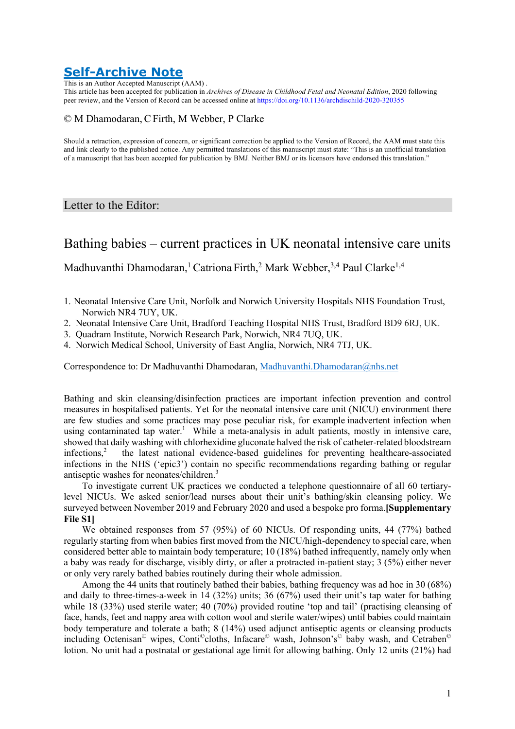# Self-Archive Note

This is an Author Accepted Manuscript (AAM) .
This article has been accepted for publication in *Archives of Disease in Childhood Fetal and Neonatal Edition*, 2020 following peer review, and the Version of Record can be accessed online at https://doi.org/10.1136/archdischild-2020-320355

© M Dhamodaran, C Firth, M Webber, P Clarke

Should a retraction, expression of concern, or significant correction be applied to the Version of Record, the AAM must state this and link clearly to the published notice. Any permitted translations of this manuscript must state: "This is an unofficial translation of a manuscript that has been accepted for publication by BMJ. Neither BMJ or its licensors have endorsed this translation."

## Letter to the Editor:

# Bathing babies – current practices in UK neonatal intensive care units

Madhuvanthi Dhamodaran,[1] Catriona Firth,[2] Mark Webber,[3,4] Paul Clarke[1,4]

1. Neonatal Intensive Care Unit, Norfolk and Norwich University Hospitals NHS Foundation Trust, Norwich NR4 7UY, UK.
2. Neonatal Intensive Care Unit, Bradford Teaching Hospital NHS Trust, Bradford BD9 6RJ, UK.
3. Quadram Institute, Norwich Research Park, Norwich, NR4 7UQ, UK.
4. Norwich Medical School, University of East Anglia, Norwich, NR4 7TJ, UK.

Correspondence to: Dr Madhuvanthi Dhamodaran, Madhuvanthi.Dhamodaran@nhs.net

Bathing and skin cleansing/disinfection practices are important infection prevention and control measures in hospitalised patients. Yet for the neonatal intensive care unit (NICU) environment there are few studies and some practices may pose peculiar risk, for example inadvertent infection when using contaminated tap water.[1] While a meta-analysis in adult patients, mostly in intensive care, showed that daily washing with chlorhexidine gluconate halved the risk of catheter-related bloodstream infections,[2] the latest national evidence-based guidelines for preventing healthcare-associated infections in the NHS ('epic3') contain no specific recommendations regarding bathing or regular antiseptic washes for neonates/children.[3]

To investigate current UK practices we conducted a telephone questionnaire of all 60 tertiary-level NICUs. We asked senior/lead nurses about their unit's bathing/skin cleansing policy. We surveyed between November 2019 and February 2020 and used a bespoke pro forma.**[Supplementary File S1]**

We obtained responses from 57 (95%) of 60 NICUs. Of responding units, 44 (77%) bathed regularly starting from when babies first moved from the NICU/high-dependency to special care, when considered better able to maintain body temperature; 10 (18%) bathed infrequently, namely only when a baby was ready for discharge, visibly dirty, or after a protracted in-patient stay; 3 (5%) either never or only very rarely bathed babies routinely during their whole admission.

Among the 44 units that routinely bathed their babies, bathing frequency was ad hoc in 30 (68%) and daily to three-times-a-week in 14 (32%) units; 36 (67%) used their unit's tap water for bathing while 18 (33%) used sterile water; 40 (70%) provided routine 'top and tail' (practising cleansing of face, hands, feet and nappy area with cotton wool and sterile water/wipes) until babies could maintain body temperature and tolerate a bath; 8 (14%) used adjunct antiseptic agents or cleansing products including Octenisan© wipes, Conti©cloths, Infacare© wash, Johnson's© baby wash, and Cetraben© lotion. No unit had a postnatal or gestational age limit for allowing bathing. Only 12 units (21%) had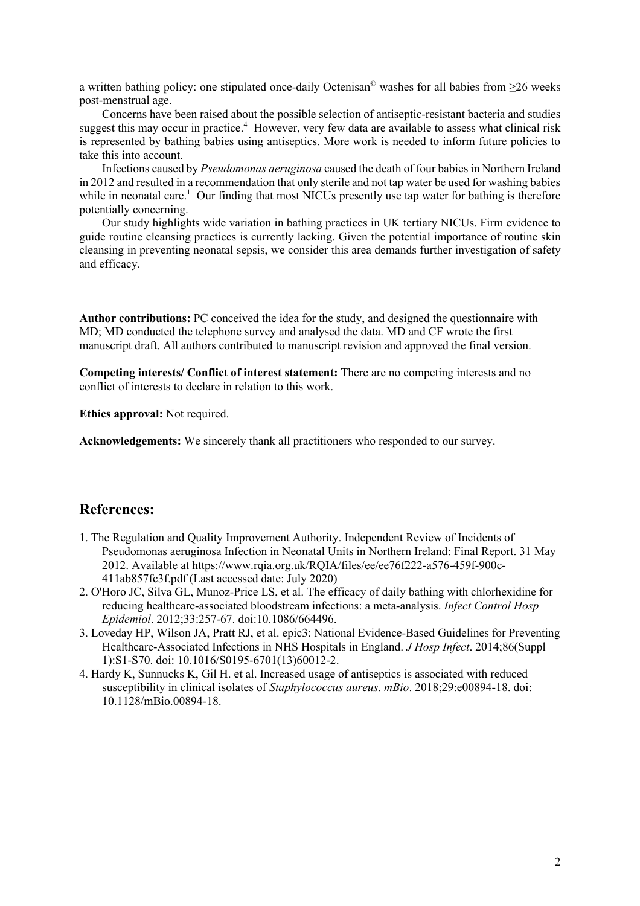a written bathing policy: one stipulated once-daily Octenisan© washes for all babies from ≥26 weeks post-menstrual age.

Concerns have been raised about the possible selection of antiseptic-resistant bacteria and studies suggest this may occur in practice.[4] However, very few data are available to assess what clinical risk is represented by bathing babies using antiseptics. More work is needed to inform future policies to take this into account.

Infections caused by *Pseudomonas aeruginosa* caused the death of four babies in Northern Ireland in 2012 and resulted in a recommendation that only sterile and not tap water be used for washing babies while in neonatal care.[1] Our finding that most NICUs presently use tap water for bathing is therefore potentially concerning.

Our study highlights wide variation in bathing practices in UK tertiary NICUs. Firm evidence to guide routine cleansing practices is currently lacking. Given the potential importance of routine skin cleansing in preventing neonatal sepsis, we consider this area demands further investigation of safety and efficacy.

**Author contributions:** PC conceived the idea for the study, and designed the questionnaire with MD; MD conducted the telephone survey and analysed the data. MD and CF wrote the first manuscript draft. All authors contributed to manuscript revision and approved the final version.

**Competing interests/ Conflict of interest statement:** There are no competing interests and no conflict of interests to declare in relation to this work.

**Ethics approval:** Not required.

**Acknowledgements:** We sincerely thank all practitioners who responded to our survey.

## References:

1. The Regulation and Quality Improvement Authority. Independent Review of Incidents of Pseudomonas aeruginosa Infection in Neonatal Units in Northern Ireland: Final Report. 31 May 2012. Available at https://www.rqia.org.uk/RQIA/files/ee/ee76f222-a576-459f-900c-411ab857fc3f.pdf (Last accessed date: July 2020)
2. O'Horo JC, Silva GL, Munoz-Price LS, et al. The efficacy of daily bathing with chlorhexidine for reducing healthcare-associated bloodstream infections: a meta-analysis. *Infect Control Hosp Epidemiol*. 2012;33:257-67. doi:10.1086/664496.
3. Loveday HP, Wilson JA, Pratt RJ, et al. epic3: National Evidence-Based Guidelines for Preventing Healthcare-Associated Infections in NHS Hospitals in England. *J Hosp Infect*. 2014;86(Suppl 1):S1-S70. doi: 10.1016/S0195-6701(13)60012-2.
4. Hardy K, Sunnucks K, Gil H. et al. Increased usage of antiseptics is associated with reduced susceptibility in clinical isolates of *Staphylococcus aureus*. *mBio*. 2018;29:e00894-18. doi: 10.1128/mBio.00894-18.